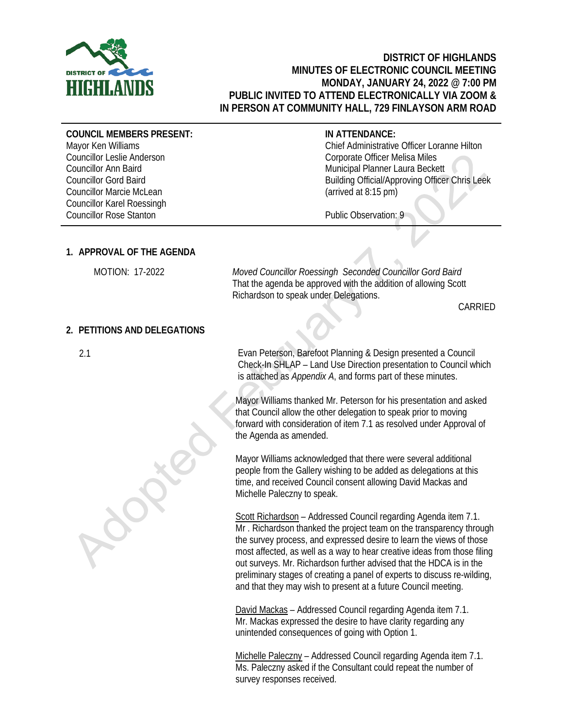# DISTRICT OF HIGHLANDS
## MINUTES OF ELECTRONIC COUNCIL MEETING
## MONDAY, JANUARY 24, 2022 @ 7:00 PM
## PUBLIC INVITED TO ATTEND ELECTRONICALLY VIA ZOOM & IN PERSON AT COMMUNITY HALL, 729 FINLAYSON ARM ROAD

**COUNCIL MEMBERS PRESENT:**
Mayor Ken Williams
Councillor Leslie Anderson
Councillor Ann Baird
Councillor Gord Baird
Councillor Marcie McLean
Councillor Karel Roessingh
Councillor Rose Stanton

**IN ATTENDANCE:**
Chief Administrative Officer Loranne Hilton
Corporate Officer Melisa Miles
Municipal Planner Laura Beckett
Building Official/Approving Officer Chris Leek (arrived at 8:15 pm)

Public Observation: 9

## 1. APPROVAL OF THE AGENDA

MOTION: 17-2022

*Moved Councillor Roessingh Seconded Councillor Gord Baird*
That the agenda be approved with the addition of allowing Scott Richardson to speak under Delegations.

CARRIED

## 2. PETITIONS AND DELEGATIONS

2.1

Evan Peterson, Barefoot Planning & Design presented a Council Check-In SHLAP – Land Use Direction presentation to Council which is attached as *Appendix A*, and forms part of these minutes.

Mayor Williams thanked Mr. Peterson for his presentation and asked that Council allow the other delegation to speak prior to moving forward with consideration of item 7.1 as resolved under Approval of the Agenda as amended.

Mayor Williams acknowledged that there were several additional people from the Gallery wishing to be added as delegations at this time, and received Council consent allowing David Mackas and Michelle Paleczny to speak.

Scott Richardson – Addressed Council regarding Agenda item 7.1. Mr . Richardson thanked the project team on the transparency through the survey process, and expressed desire to learn the views of those most affected, as well as a way to hear creative ideas from those filing out surveys. Mr. Richardson further advised that the HDCA is in the preliminary stages of creating a panel of experts to discuss re-wilding, and that they may wish to present at a future Council meeting.

David Mackas – Addressed Council regarding Agenda item 7.1. Mr. Mackas expressed the desire to have clarity regarding any unintended consequences of going with Option 1.

Michelle Paleczny – Addressed Council regarding Agenda item 7.1. Ms. Paleczny asked if the Consultant could repeat the number of survey responses received.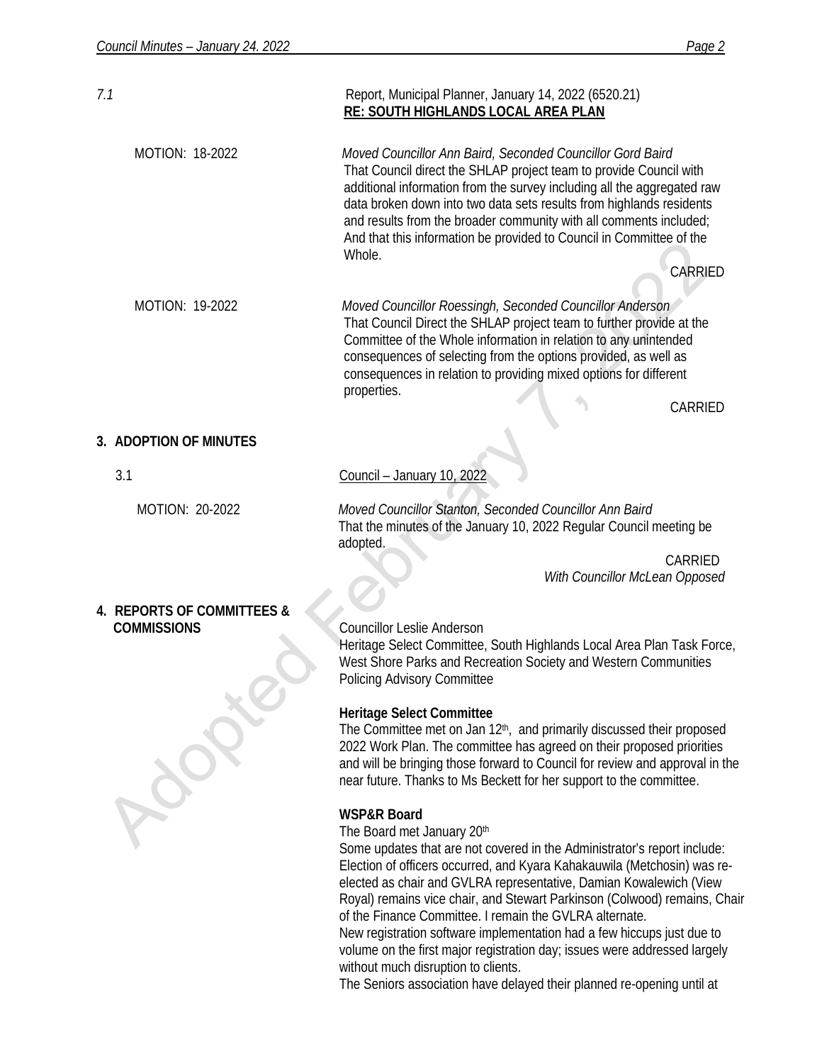*7.1* Report, Municipal Planner, January 14, 2022 (6520.21)
**RE: SOUTH HIGHLANDS LOCAL AREA PLAN**

MOTION: 18-2022

*Moved Councillor Ann Baird, Seconded Councillor Gord Baird*
That Council direct the SHLAP project team to provide Council with additional information from the survey including all the aggregated raw data broken down into two data sets results from highlands residents and results from the broader community with all comments included; And that this information be provided to Council in Committee of the Whole.

CARRIED

MOTION: 19-2022

*Moved Councillor Roessingh, Seconded Councillor Anderson*
That Council Direct the SHLAP project team to further provide at the Committee of the Whole information in relation to any unintended consequences of selecting from the options provided, as well as consequences in relation to providing mixed options for different properties.

CARRIED

## 3. ADOPTION OF MINUTES

3.1 Council – January 10, 2022

MOTION: 20-2022

*Moved Councillor Stanton, Seconded Councillor Ann Baird*
That the minutes of the January 10, 2022 Regular Council meeting be adopted.

CARRIED
*With Councillor McLean Opposed*

## 4. REPORTS OF COMMITTEES & COMMISSIONS

Councillor Leslie Anderson
Heritage Select Committee, South Highlands Local Area Plan Task Force, West Shore Parks and Recreation Society and Western Communities Policing Advisory Committee

**Heritage Select Committee**
The Committee met on Jan 12th, and primarily discussed their proposed 2022 Work Plan. The committee has agreed on their proposed priorities and will be bringing those forward to Council for review and approval in the near future. Thanks to Ms Beckett for her support to the committee.

**WSP&R Board**
The Board met January 20th
Some updates that are not covered in the Administrator's report include:
Election of officers occurred, and Kyara Kahakauwila (Metchosin) was re-elected as chair and GVLRA representative, Damian Kowalewich (View Royal) remains vice chair, and Stewart Parkinson (Colwood) remains, Chair of the Finance Committee. I remain the GVLRA alternate.
New registration software implementation had a few hiccups just due to volume on the first major registration day; issues were addressed largely without much disruption to clients.
The Seniors association have delayed their planned re-opening until at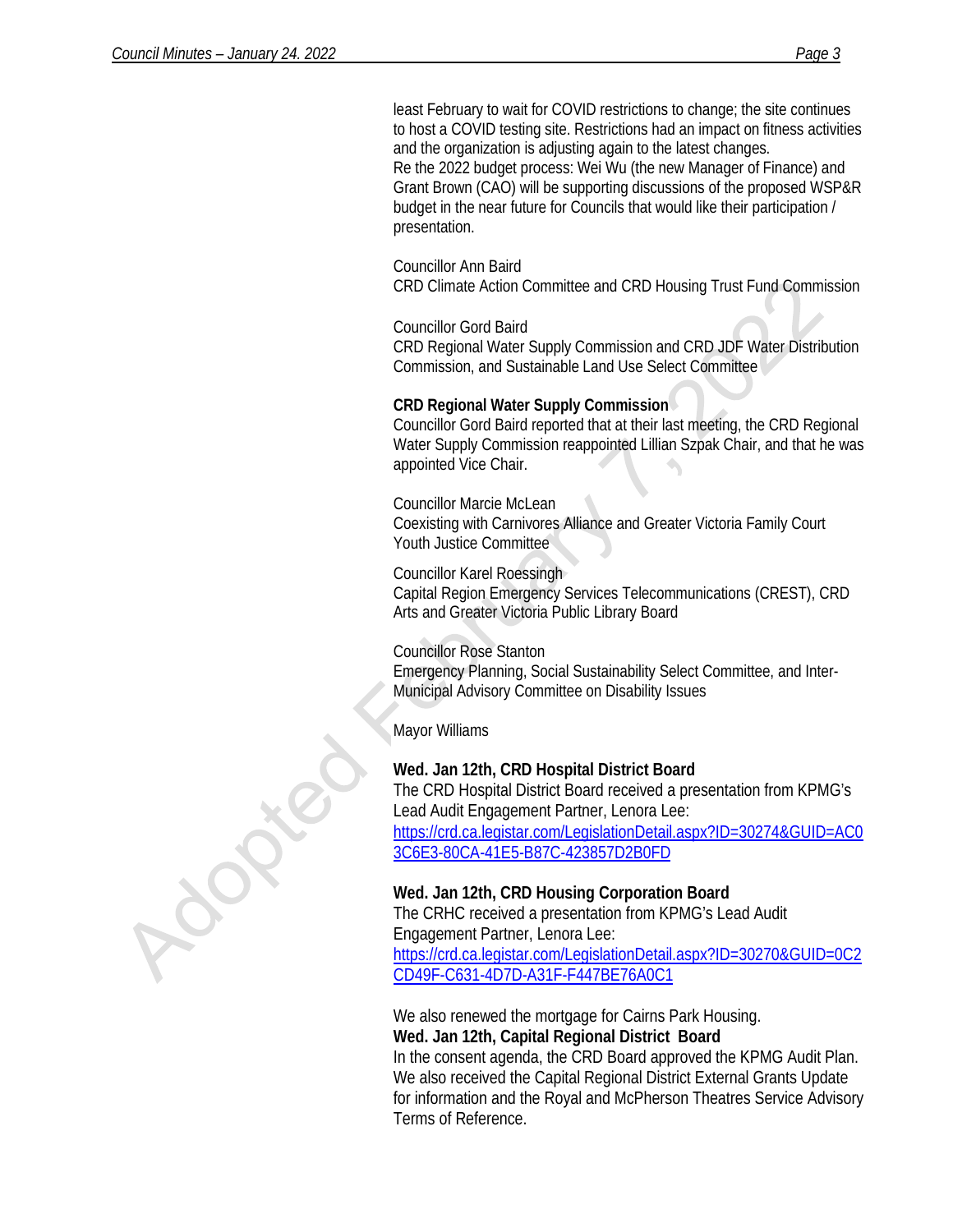least February to wait for COVID restrictions to change; the site continues to host a COVID testing site. Restrictions had an impact on fitness activities and the organization is adjusting again to the latest changes.
Re the 2022 budget process: Wei Wu (the new Manager of Finance) and Grant Brown (CAO) will be supporting discussions of the proposed WSP&R budget in the near future for Councils that would like their participation / presentation.

Councillor Ann Baird
CRD Climate Action Committee and CRD Housing Trust Fund Commission

Councillor Gord Baird
CRD Regional Water Supply Commission and CRD JDF Water Distribution Commission, and Sustainable Land Use Select Committee

**CRD Regional Water Supply Commission**
Councillor Gord Baird reported that at their last meeting, the CRD Regional Water Supply Commission reappointed Lillian Szpak Chair, and that he was appointed Vice Chair.

Councillor Marcie McLean
Coexisting with Carnivores Alliance and Greater Victoria Family Court Youth Justice Committee

Councillor Karel Roessingh
Capital Region Emergency Services Telecommunications (CREST), CRD Arts and Greater Victoria Public Library Board

Councillor Rose Stanton
Emergency Planning, Social Sustainability Select Committee, and Inter-Municipal Advisory Committee on Disability Issues

Mayor Williams

**Wed. Jan 12th, CRD Hospital District Board**
The CRD Hospital District Board received a presentation from KPMG's Lead Audit Engagement Partner, Lenora Lee:
https://crd.ca.legistar.com/LegislationDetail.aspx?ID=30274&GUID=AC03C6E3-80CA-41E5-B87C-423857D2B0FD

**Wed. Jan 12th, CRD Housing Corporation Board**
The CRHC received a presentation from KPMG's Lead Audit Engagement Partner, Lenora Lee:
https://crd.ca.legistar.com/LegislationDetail.aspx?ID=30270&GUID=0C2CD49F-C631-4D7D-A31F-F447BE76A0C1

We also renewed the mortgage for Cairns Park Housing.
**Wed. Jan 12th, Capital Regional District Board**
In the consent agenda, the CRD Board approved the KPMG Audit Plan. We also received the Capital Regional District External Grants Update for information and the Royal and McPherson Theatres Service Advisory Terms of Reference.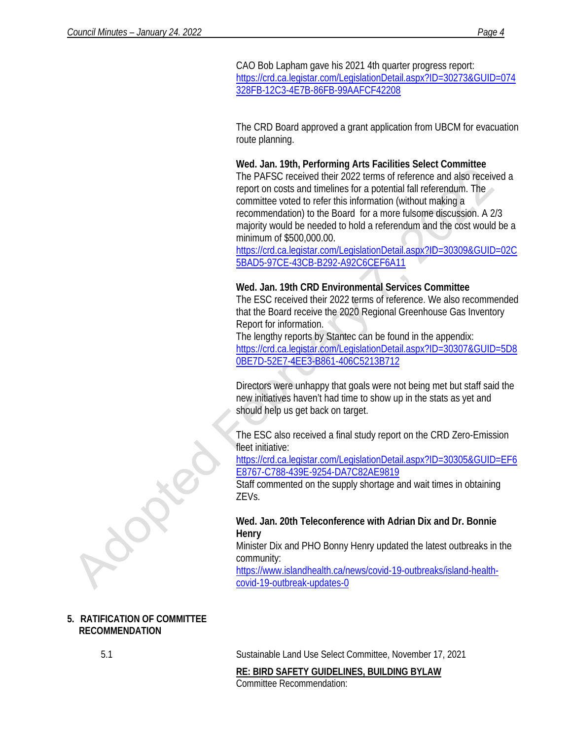CAO Bob Lapham gave his 2021 4th quarter progress report: https://crd.ca.legistar.com/LegislationDetail.aspx?ID=30273&GUID=074328FB-12C3-4E7B-86FB-99AAFCF42208

The CRD Board approved a grant application from UBCM for evacuation route planning.

**Wed. Jan. 19th, Performing Arts Facilities Select Committee**
The PAFSC received their 2022 terms of reference and also received a report on costs and timelines for a potential fall referendum. The committee voted to refer this information (without making a recommendation) to the Board for a more fulsome discussion. A 2/3 majority would be needed to hold a referendum and the cost would be a minimum of $500,000.00.
https://crd.ca.legistar.com/LegislationDetail.aspx?ID=30309&GUID=02C5BAD5-97CE-43CB-B292-A92C6CEF6A11

**Wed. Jan. 19th CRD Environmental Services Committee**
The ESC received their 2022 terms of reference. We also recommended that the Board receive the 2020 Regional Greenhouse Gas Inventory Report for information.
The lengthy reports by Stantec can be found in the appendix:
https://crd.ca.legistar.com/LegislationDetail.aspx?ID=30307&GUID=5D80BE7D-52E7-4EE3-B861-406C5213B712

Directors were unhappy that goals were not being met but staff said the new initiatives haven't had time to show up in the stats as yet and should help us get back on target.

The ESC also received a final study report on the CRD Zero-Emission fleet initiative:
https://crd.ca.legistar.com/LegislationDetail.aspx?ID=30305&GUID=EF6E8767-C788-439E-9254-DA7C82AE9819
Staff commented on the supply shortage and wait times in obtaining ZEVs.

**Wed. Jan. 20th Teleconference with Adrian Dix and Dr. Bonnie Henry**
Minister Dix and PHO Bonny Henry updated the latest outbreaks in the community:
https://www.islandhealth.ca/news/covid-19-outbreaks/island-health-covid-19-outbreak-updates-0

## 5. RATIFICATION OF COMMITTEE RECOMMENDATION

5.1 Sustainable Land Use Select Committee, November 17, 2021

**RE: BIRD SAFETY GUIDELINES, BUILDING BYLAW**
Committee Recommendation: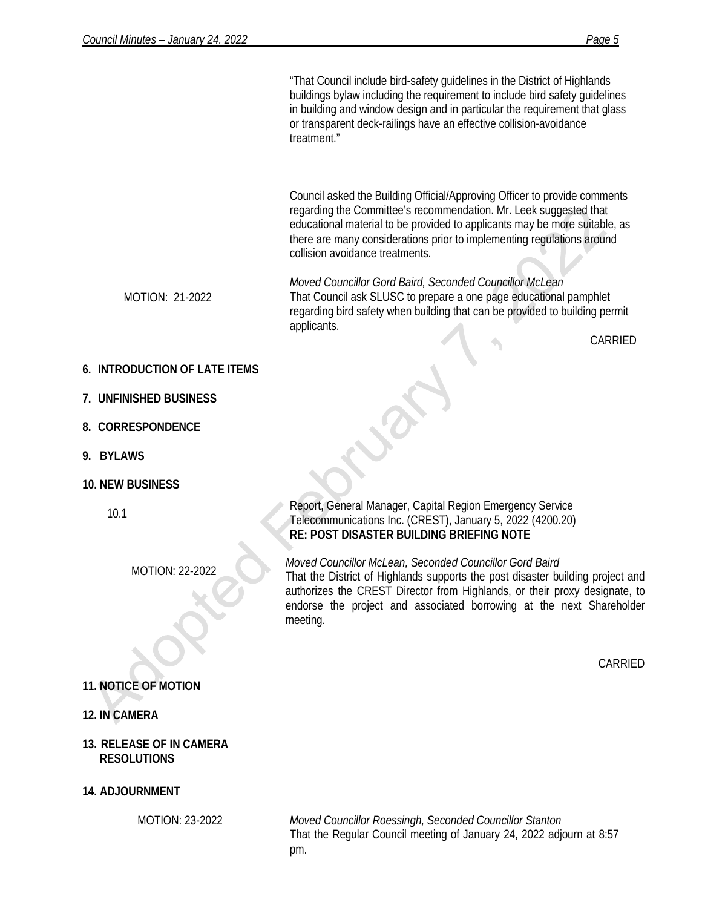"That Council include bird-safety guidelines in the District of Highlands buildings bylaw including the requirement to include bird safety guidelines in building and window design and in particular the requirement that glass or transparent deck-railings have an effective collision-avoidance treatment."

Council asked the Building Official/Approving Officer to provide comments regarding the Committee's recommendation. Mr. Leek suggested that educational material to be provided to applicants may be more suitable, as there are many considerations prior to implementing regulations around collision avoidance treatments.

MOTION: 21-2022

*Moved Councillor Gord Baird, Seconded Councillor McLean*
That Council ask SLUSC to prepare a one page educational pamphlet regarding bird safety when building that can be provided to building permit applicants.

CARRIED

## 6. INTRODUCTION OF LATE ITEMS

## 7. UNFINISHED BUSINESS

## 8. CORRESPONDENCE

## 9. BYLAWS

## 10. NEW BUSINESS

10.1 Report, General Manager, Capital Region Emergency Service Telecommunications Inc. (CREST), January 5, 2022 (4200.20)
**RE: POST DISASTER BUILDING BRIEFING NOTE**

MOTION: 22-2022

*Moved Councillor McLean, Seconded Councillor Gord Baird*
That the District of Highlands supports the post disaster building project and authorizes the CREST Director from Highlands, or their proxy designate, to endorse the project and associated borrowing at the next Shareholder meeting.

CARRIED

## 11. NOTICE OF MOTION

## 12. IN CAMERA

## 13. RELEASE OF IN CAMERA RESOLUTIONS

## 14. ADJOURNMENT

MOTION: 23-2022

*Moved Councillor Roessingh, Seconded Councillor Stanton*
That the Regular Council meeting of January 24, 2022 adjourn at 8:57 pm.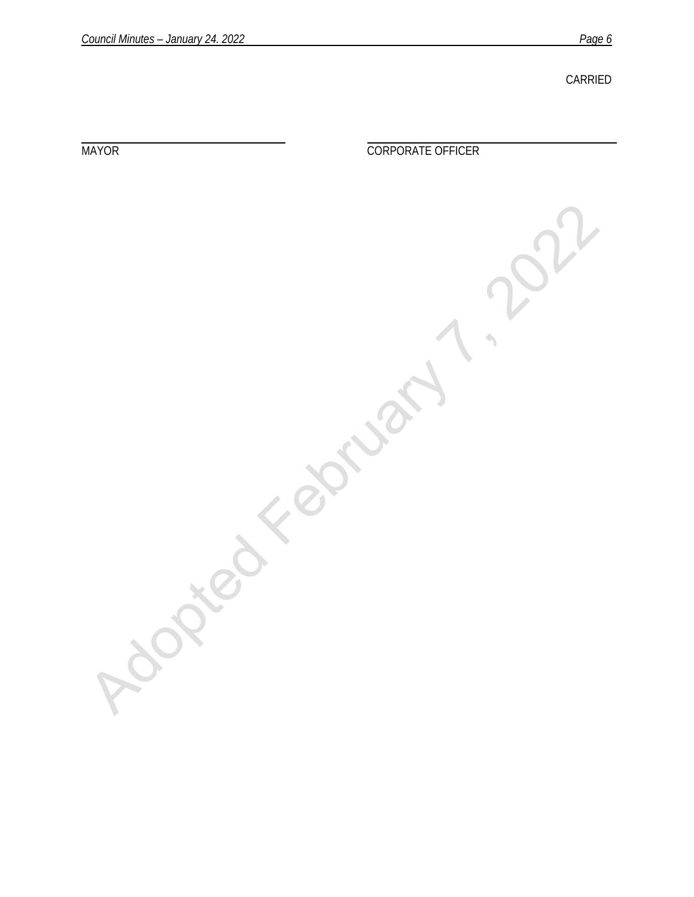CARRIED

MAYOR

CORPORATE OFFICER

Adopted February 7, 2022